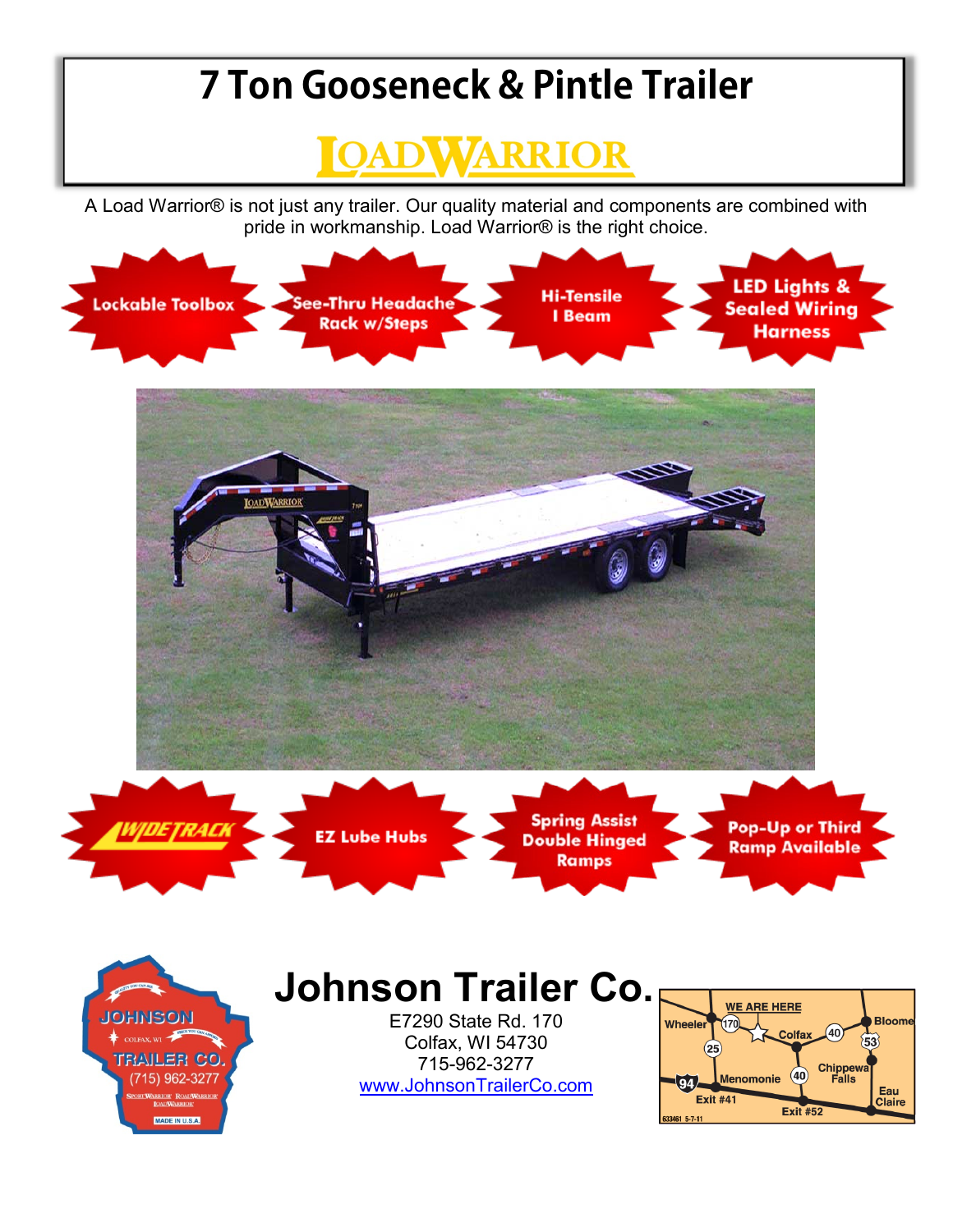# 7 Ton Gooseneck & Pintle Trailer

## LOADWARRIOR

A Load Warrior® is not just any trailer. Our quality material and components are combined with pride in workmanship. Load Warrior® is the right choice.

- Lockable Toolbox
- See-Thru Headache Rack w/Steps
- Hi-Tensile I Beam
- LED Lights & Sealed Wiring Harness
- WIDETRACK
- EZ Lube Hubs
- Spring Assist Double Hinged Ramps
- Pop-Up or Third Ramp Available

# Johnson Trailer Co.

E7290 State Rd. 170
Colfax, WI 54730
715-962-3277
[www.JohnsonTrailerCo.com](http://www.JohnsonTrailerCo.com)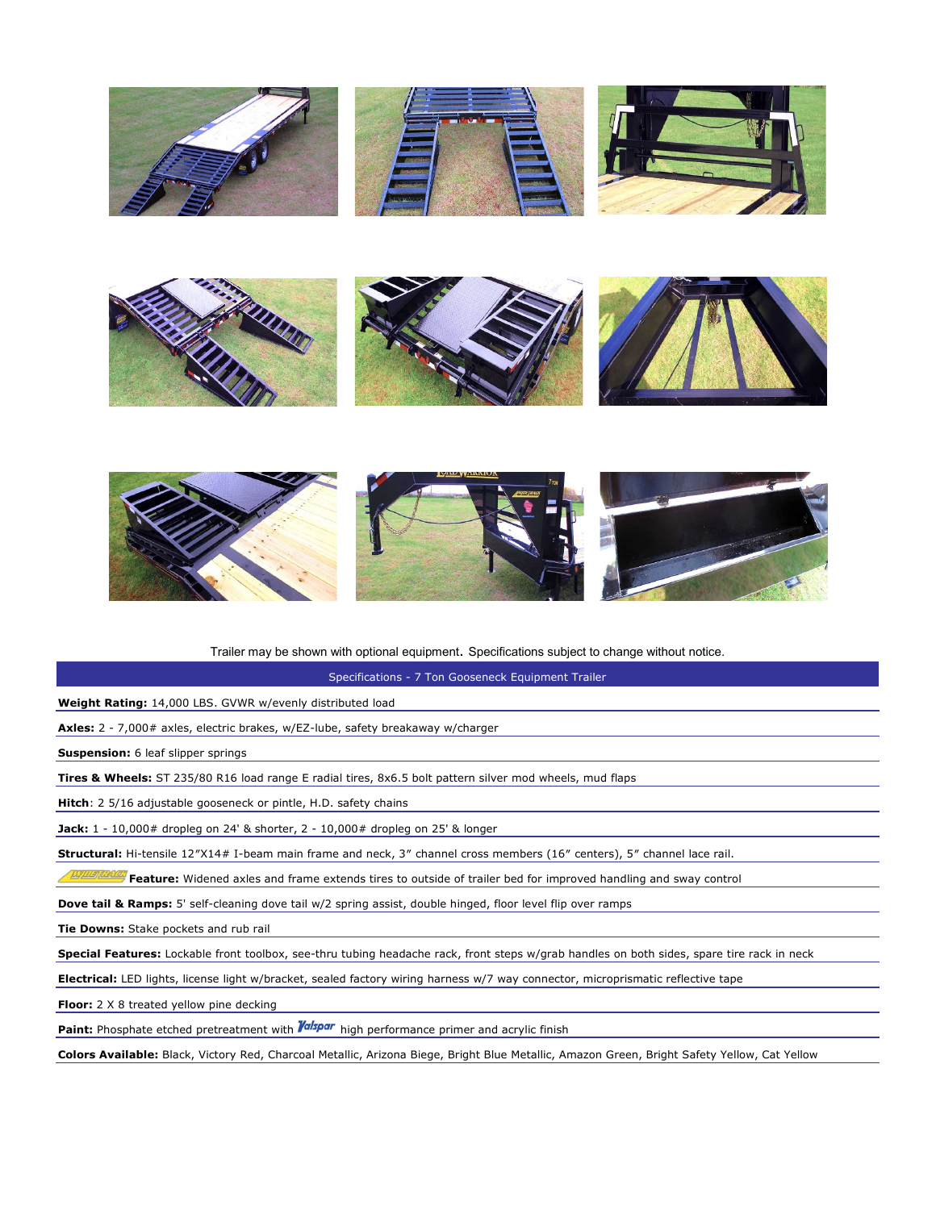Trailer may be shown with optional equipment. Specifications subject to change without notice.

## Specifications - 7 Ton Gooseneck Equipment Trailer

**Weight Rating:** 14,000 LBS. GVWR w/evenly distributed load

**Axles:** 2 - 7,000# axles, electric brakes, w/EZ-lube, safety breakaway w/charger

**Suspension:** 6 leaf slipper springs

**Tires & Wheels:** ST 235/80 R16 load range E radial tires, 8x6.5 bolt pattern silver mod wheels, mud flaps

**Hitch**: 2 5/16 adjustable gooseneck or pintle, H.D. safety chains

**Jack:** 1 - 10,000# dropleg on 24' & shorter, 2 - 10,000# dropleg on 25' & longer

**Structural:** Hi-tensile 12"X14# I-beam main frame and neck, 3" channel cross members (16" centers), 5" channel lace rail.

**WIDETRACK Feature:** Widened axles and frame extends tires to outside of trailer bed for improved handling and sway control

**Dove tail & Ramps:** 5' self-cleaning dove tail w/2 spring assist, double hinged, floor level flip over ramps

**Tie Downs:** Stake pockets and rub rail

**Special Features:** Lockable front toolbox, see-thru tubing headache rack, front steps w/grab handles on both sides, spare tire rack in neck

**Electrical:** LED lights, license light w/bracket, sealed factory wiring harness w/7 way connector, microprismatic reflective tape

**Floor:** 2 X 8 treated yellow pine decking

**Paint:** Phosphate etched pretreatment with Valspar high performance primer and acrylic finish

**Colors Available:** Black, Victory Red, Charcoal Metallic, Arizona Biege, Bright Blue Metallic, Amazon Green, Bright Safety Yellow, Cat Yellow